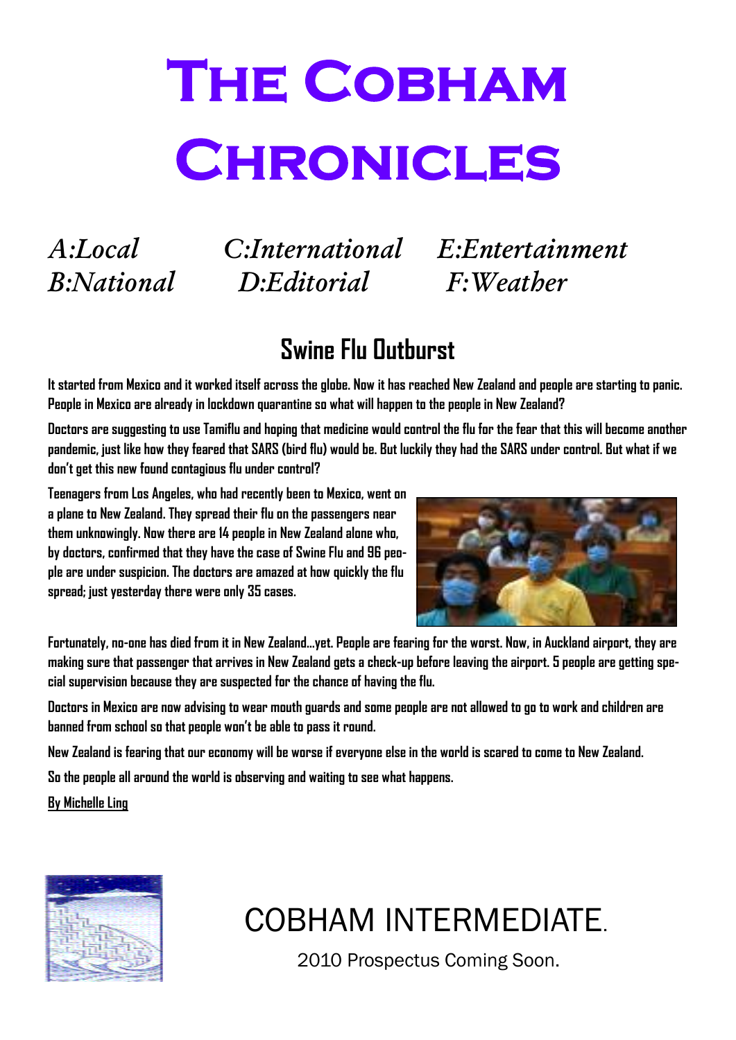# The Cobham Chronicles

*A:Local* *C:International* *E:Entertainment*
*B:National* *D:Editorial* *F:Weather*

## Swine Flu Outburst

It started from Mexico and it worked itself across the globe. Now it has reached New Zealand and people are starting to panic. People in Mexico are already in lockdown quarantine so what will happen to the people in New Zealand?

Doctors are suggesting to use Tamiflu and hoping that medicine would control the flu for the fear that this will become another pandemic, just like how they feared that SARS (bird flu) would be. But luckily they had the SARS under control. But what if we don't get this new found contagious flu under control?

Teenagers from Los Angeles, who had recently been to Mexico, went on a plane to New Zealand. They spread their flu on the passengers near them unknowingly. Now there are 14 people in New Zealand alone who, by doctors, confirmed that they have the case of Swine Flu and 96 people are under suspicion. The doctors are amazed at how quickly the flu spread; just yesterday there were only 35 cases.

Fortunately, no-one has died from it in New Zealand...yet. People are fearing for the worst. Now, in Auckland airport, they are making sure that passenger that arrives in New Zealand gets a check-up before leaving the airport. 5 people are getting special supervision because they are suspected for the chance of having the flu.

Doctors in Mexico are now advising to wear mouth guards and some people are not allowed to go to work and children are banned from school so that people won't be able to pass it round.

New Zealand is fearing that our economy will be worse if everyone else in the world is scared to come to New Zealand.

So the people all around the world is observing and waiting to see what happens.

By Michelle Ling

COBHAM INTERMEDIATE.

2010 Prospectus Coming Soon.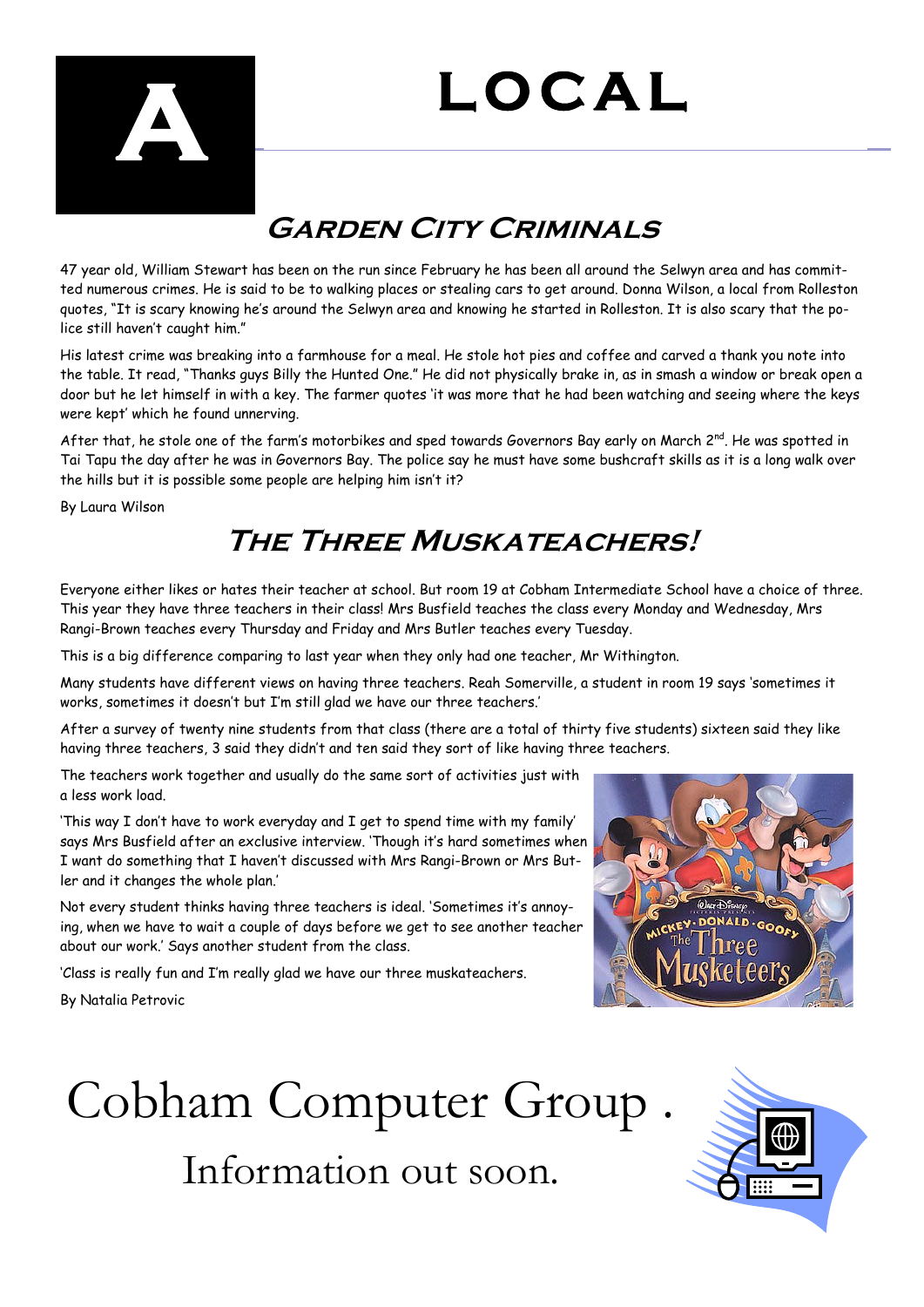# A LOCAL

## Garden City Criminals

47 year old, William Stewart has been on the run since February he has been all around the Selwyn area and has committed numerous crimes. He is said to be to walking places or stealing cars to get around. Donna Wilson, a local from Rolleston quotes, "It is scary knowing he's around the Selwyn area and knowing he started in Rolleston. It is also scary that the police still haven't caught him."

His latest crime was breaking into a farmhouse for a meal. He stole hot pies and coffee and carved a thank you note into the table. It read, "Thanks guys Billy the Hunted One." He did not physically brake in, as in smash a window or break open a door but he let himself in with a key. The farmer quotes 'it was more that he had been watching and seeing where the keys were kept' which he found unnerving.

After that, he stole one of the farm's motorbikes and sped towards Governors Bay early on March 2nd. He was spotted in Tai Tapu the day after he was in Governors Bay. The police say he must have some bushcraft skills as it is a long walk over the hills but it is possible some people are helping him isn't it?

By Laura Wilson

## The Three Muskateachers!

Everyone either likes or hates their teacher at school. But room 19 at Cobham Intermediate School have a choice of three. This year they have three teachers in their class! Mrs Busfield teaches the class every Monday and Wednesday, Mrs Rangi-Brown teaches every Thursday and Friday and Mrs Butler teaches every Tuesday.

This is a big difference comparing to last year when they only had one teacher, Mr Withington.

Many students have different views on having three teachers. Reah Somerville, a student in room 19 says 'sometimes it works, sometimes it doesn't but I'm still glad we have our three teachers.'

After a survey of twenty nine students from that class (there are a total of thirty five students) sixteen said they like having three teachers, 3 said they didn't and ten said they sort of like having three teachers.

The teachers work together and usually do the same sort of activities just with a less work load.

'This way I don't have to work everyday and I get to spend time with my family' says Mrs Busfield after an exclusive interview. 'Though it's hard sometimes when I want do something that I haven't discussed with Mrs Rangi-Brown or Mrs Butler and it changes the whole plan.'

Not every student thinks having three teachers is ideal. 'Sometimes it's annoying, when we have to wait a couple of days before we get to see another teacher about our work.' Says another student from the class.

'Class is really fun and I'm really glad we have our three muskateachers.

By Natalia Petrovic

# Cobham Computer Group .

Information out soon.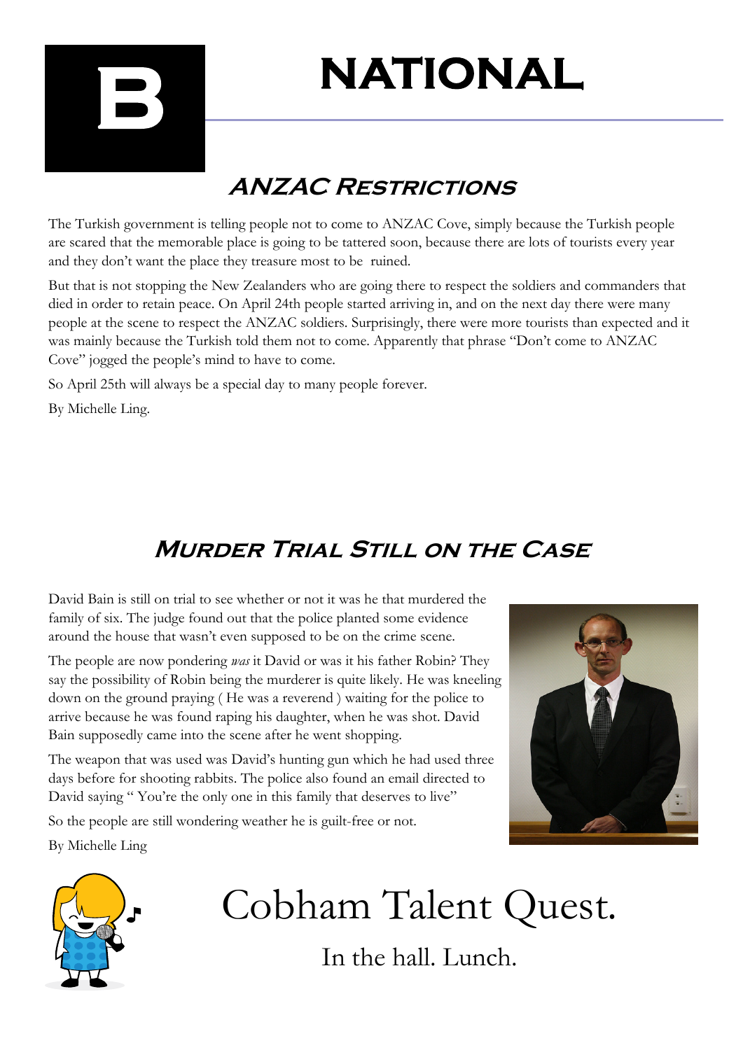# B NATIONAL

## ANZAC Restrictions

The Turkish government is telling people not to come to ANZAC Cove, simply because the Turkish people are scared that the memorable place is going to be tattered soon, because there are lots of tourists every year and they don't want the place they treasure most to be  ruined.

But that is not stopping the New Zealanders who are going there to respect the soldiers and commanders that died in order to retain peace. On April 24th people started arriving in, and on the next day there were many people at the scene to respect the ANZAC soldiers. Surprisingly, there were more tourists than expected and it was mainly because the Turkish told them not to come. Apparently that phrase "Don't come to ANZAC Cove" jogged the people's mind to have to come.

So April 25th will always be a special day to many people forever.

By Michelle Ling.

## Murder Trial Still on the Case

David Bain is still on trial to see whether or not it was he that murdered the family of six. The judge found out that the police planted some evidence around the house that wasn't even supposed to be on the crime scene.

The people are now pondering *was* it David or was it his father Robin? They say the possibility of Robin being the murderer is quite likely. He was kneeling down on the ground praying ( He was a reverend ) waiting for the police to arrive because he was found raping his daughter, when he was shot. David Bain supposedly came into the scene after he went shopping.

The weapon that was used was David's hunting gun which he had used three days before for shooting rabbits. The police also found an email directed to David saying " You're the only one in this family that deserves to live"

So the people are still wondering weather he is guilt-free or not.

By Michelle Ling

# Cobham Talent Quest.

In the hall. Lunch.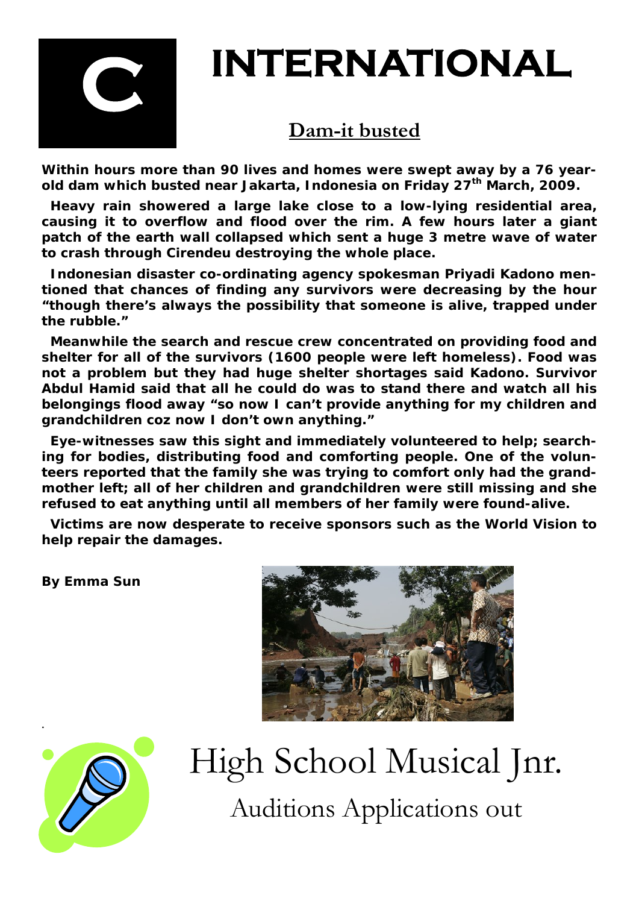# C INTERNATIONAL

## Dam-it busted

**Within hours more than 90 lives and homes were swept away by a 76 year-old dam which busted near Jakarta, Indonesia on Friday 27th March, 2009.**

**Heavy rain showered a large lake close to a low-lying residential area, causing it to overflow and flood over the rim. A few hours later a giant patch of the earth wall collapsed which sent a huge 3 metre wave of water to crash through Cirendeu destroying the whole place.**

**Indonesian disaster co-ordinating agency spokesman Priyadi Kadono mentioned that chances of finding any survivors were decreasing by the hour "though there's always the possibility that someone is alive, trapped under the rubble."**

**Meanwhile the search and rescue crew concentrated on providing food and shelter for all of the survivors (1600 people were left homeless). Food was not a problem but they had huge shelter shortages said Kadono. Survivor Abdul Hamid said that all he could do was to stand there and watch all his belongings flood away "so now I can't provide anything for my children and grandchildren coz now I don't own anything."**

**Eye-witnesses saw this sight and immediately volunteered to help; searching for bodies, distributing food and comforting people. One of the volunteers reported that the family she was trying to comfort only had the grandmother left; all of her children and grandchildren were still missing and she refused to eat anything until all members of her family were found-alive.**

**Victims are now desperate to receive sponsors such as the World Vision to help repair the damages.**

**By Emma Sun**

# High School Musical Jnr.

## Auditions Applications out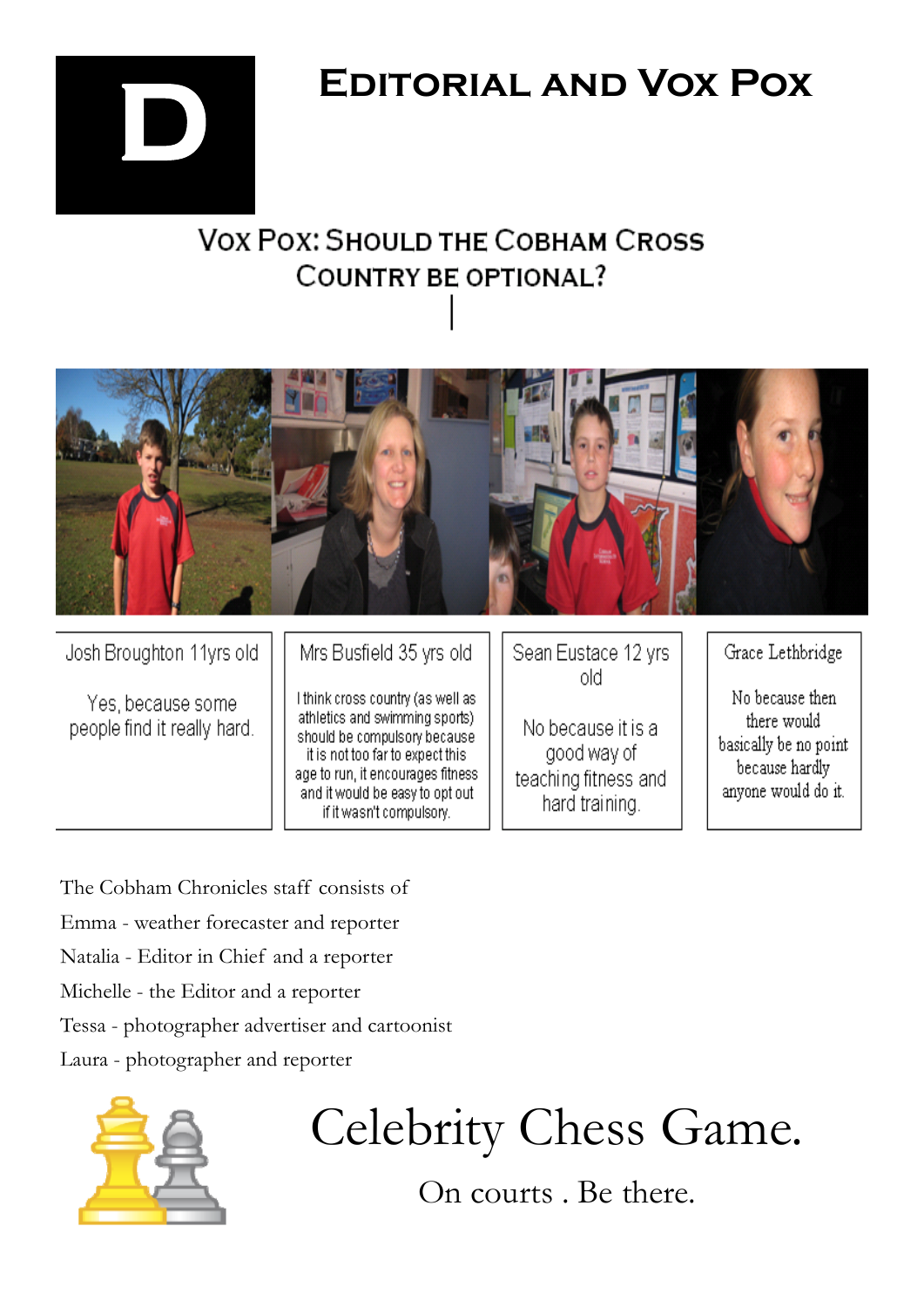# D

# Editorial and Vox Pox

## Vox Pox: Should the Cobham Cross Country be optional?

| Josh Broughton 11yrs old | Mrs Busfield 35 yrs old | Sean Eustace 12 yrs old | Grace Lethbridge |
|---|---|---|---|
| Yes, because some people find it really hard. | I think cross country (as well as athletics and swimming sports) should be compulsory because it is not too far to expect this age to run, it encourages fitness and it would be easy to opt out if it wasn't compulsory. | No because it is a good way of teaching fitness and hard training. | No because then there would basically be no point because hardly anyone would do it. |

The Cobham Chronicles staff consists of

Emma - weather forecaster and reporter

Natalia - Editor in Chief and a reporter

Michelle - the Editor and a reporter

Tessa - photographer advertiser and cartoonist

Laura - photographer and reporter

## Celebrity Chess Game.

On courts . Be there.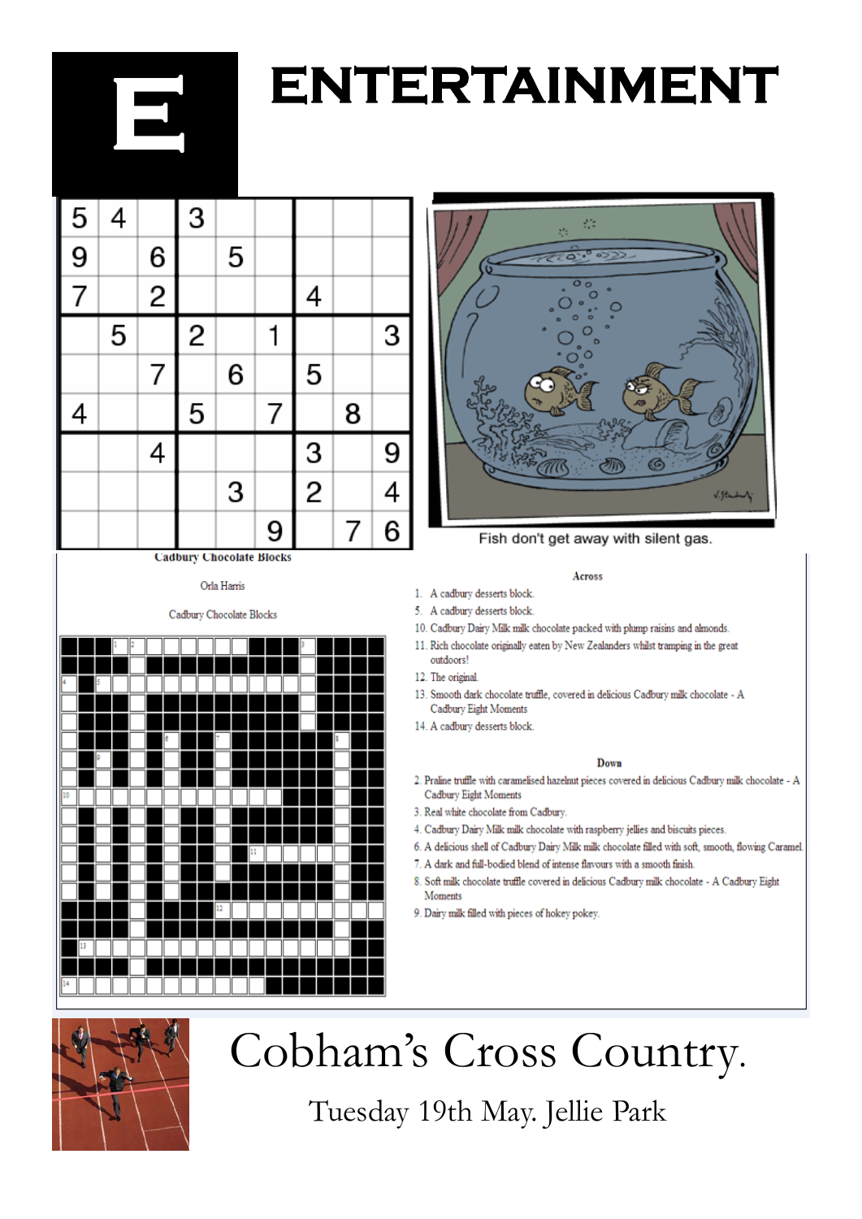# ENTERTAINMENT

| | | | | | | | | |
|---|---|---|---|---|---|---|---|---|
| 5 | 4 | | 3 | | | | | |
| 9 | | 6 | | 5 | | | | |
| 7 | | 2 | | | | 4 | | |
| | 5 | | 2 | | 1 | | | 3 |
| | | 7 | | 6 | | 5 | | |
| 4 | | | 5 | | 7 | | 8 | |
| | | 4 | | | | 3 | | 9 |
| | | | | 3 | | 2 | | 4 |
| | | | | | 9 | | 7 | 6 |

Fish don't get away with silent gas.

**Cadbury Chocolate Blocks**

Orla Harris

Cadbury Chocolate Blocks

**Across**

1. A cadbury desserts block.
5. A cadbury desserts block.
10. Cadbury Dairy Milk milk chocolate packed with plump raisins and almonds.
11. Rich chocolate originally eaten by New Zealanders whilst tramping in the great outdoors!
12. The original.
13. Smooth dark chocolate truffle, covered in delicious Cadbury milk chocolate - A Cadbury Eight Moments
14. A cadbury desserts block.

**Down**

2. Praline truffle with caramelised hazelnut pieces covered in delicious Cadbury milk chocolate - A Cadbury Eight Moments
3. Real white chocolate from Cadbury.
4. Cadbury Dairy Milk milk chocolate with raspberry jellies and biscuits pieces.
6. A delicious shell of Cadbury Dairy Milk milk chocolate filled with soft, smooth, flowing Caramel.
7. A dark and full-bodied blend of intense flavours with a smooth finish.
8. Soft milk chocolate truffle covered in delicious Cadbury milk chocolate - A Cadbury Eight Moments
9. Dairy milk filled with pieces of hokey pokey.

# Cobham's Cross Country.

Tuesday 19th May. Jellie Park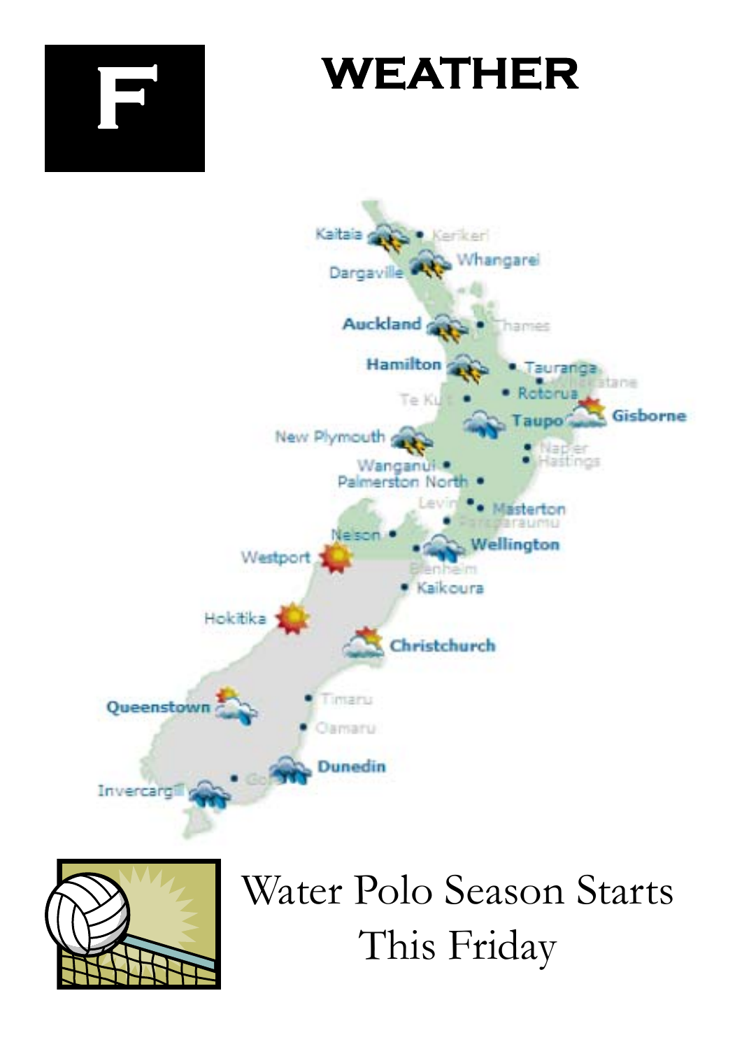# F

# WEATHER

Water Polo Season Starts This Friday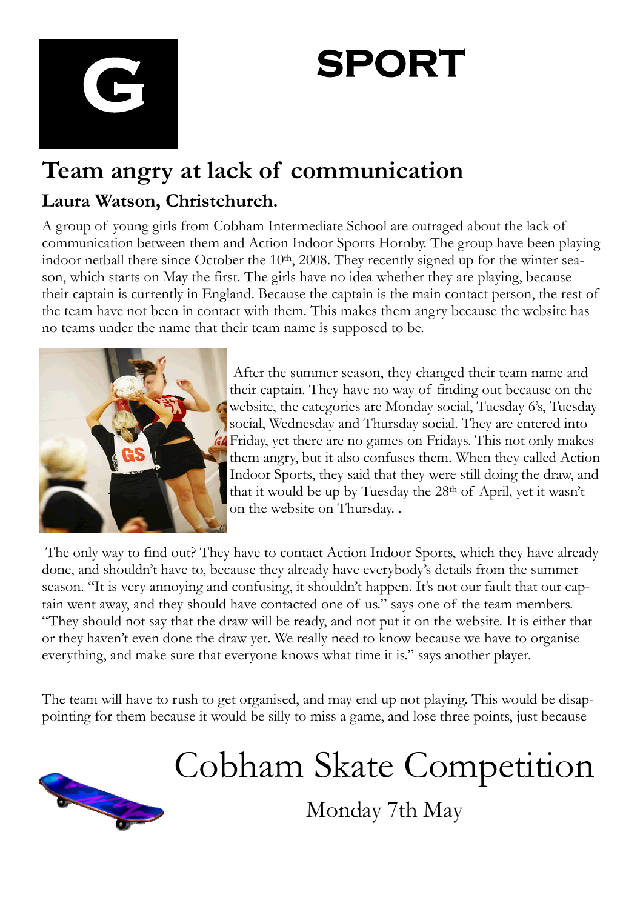G

# SPORT

## Team angry at lack of communication

### Laura Watson, Christchurch.

A group of young girls from Cobham Intermediate School are outraged about the lack of communication between them and Action Indoor Sports Hornby. The group have been playing indoor netball there since October the 10th, 2008. They recently signed up for the winter season, which starts on May the first. The girls have no idea whether they are playing, because their captain is currently in England. Because the captain is the main contact person, the rest of the team have not been in contact with them. This makes them angry because the website has no teams under the name that their team name is supposed to be.

After the summer season, they changed their team name and their captain. They have no way of finding out because on the website, the categories are Monday social, Tuesday 6's, Tuesday social, Wednesday and Thursday social. They are entered into Friday, yet there are no games on Fridays. This not only makes them angry, but it also confuses them. When they called Action Indoor Sports, they said that they were still doing the draw, and that it would be up by Tuesday the 28th of April, yet it wasn't on the website on Thursday. .

The only way to find out? They have to contact Action Indoor Sports, which they have already done, and shouldn't have to, because they already have everybody's details from the summer season. "It is very annoying and confusing, it shouldn't happen. It's not our fault that our captain went away, and they should have contacted one of us." says one of the team members. "They should not say that the draw will be ready, and not put it on the website. It is either that or they haven't even done the draw yet. We really need to know because we have to organise everything, and make sure that everyone knows what time it is." says another player.

The team will have to rush to get organised, and may end up not playing. This would be disappointing for them because it would be silly to miss a game, and lose three points, just because

# Cobham Skate Competition

Monday 7th May